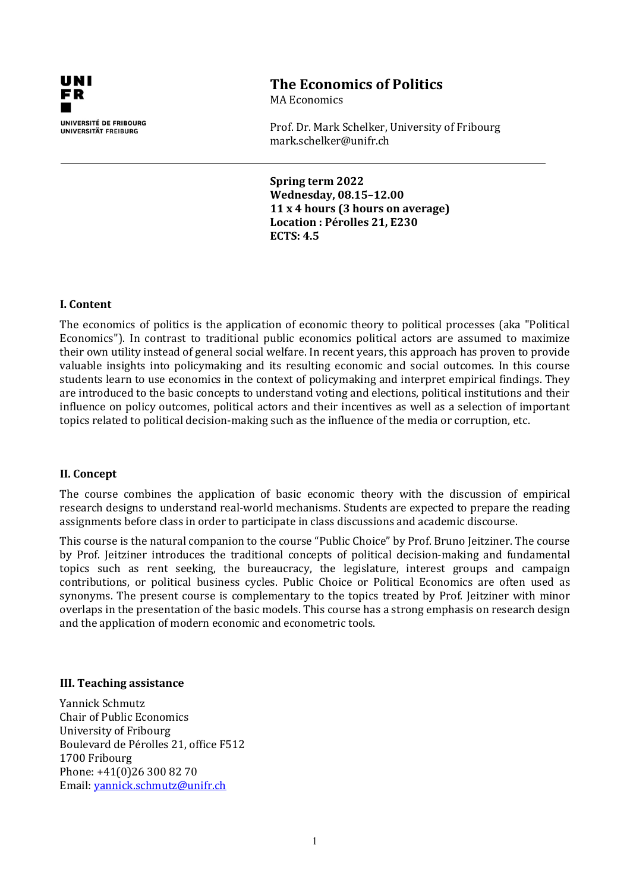UNI FR
UNIVERSITÉ DE FRIBOURG
UNIVERSITÄT FREIBURG

# The Economics of Politics

MA Economics

Prof. Dr. Mark Schelker, University of Fribourg
mark.schelker@unifr.ch

---

**Spring term 2022**
**Wednesday, 08.15–12.00**
**11 x 4 hours (3 hours on average)**
**Location : Pérolles 21, E230**
**ECTS: 4.5**

## I. Content

The economics of politics is the application of economic theory to political processes (aka "Political Economics"). In contrast to traditional public economics political actors are assumed to maximize their own utility instead of general social welfare. In recent years, this approach has proven to provide valuable insights into policymaking and its resulting economic and social outcomes. In this course students learn to use economics in the context of policymaking and interpret empirical findings. They are introduced to the basic concepts to understand voting and elections, political institutions and their influence on policy outcomes, political actors and their incentives as well as a selection of important topics related to political decision-making such as the influence of the media or corruption, etc.

## II. Concept

The course combines the application of basic economic theory with the discussion of empirical research designs to understand real-world mechanisms. Students are expected to prepare the reading assignments before class in order to participate in class discussions and academic discourse.

This course is the natural companion to the course "Public Choice" by Prof. Bruno Jeitziner. The course by Prof. Jeitziner introduces the traditional concepts of political decision-making and fundamental topics such as rent seeking, the bureaucracy, the legislature, interest groups and campaign contributions, or political business cycles. Public Choice or Political Economics are often used as synonyms. The present course is complementary to the topics treated by Prof. Jeitziner with minor overlaps in the presentation of the basic models. This course has a strong emphasis on research design and the application of modern economic and econometric tools.

## III. Teaching assistance

Yannick Schmutz
Chair of Public Economics
University of Fribourg
Boulevard de Pérolles 21, office F512
1700 Fribourg
Phone: +41(0)26 300 82 70
Email: yannick.schmutz@unifr.ch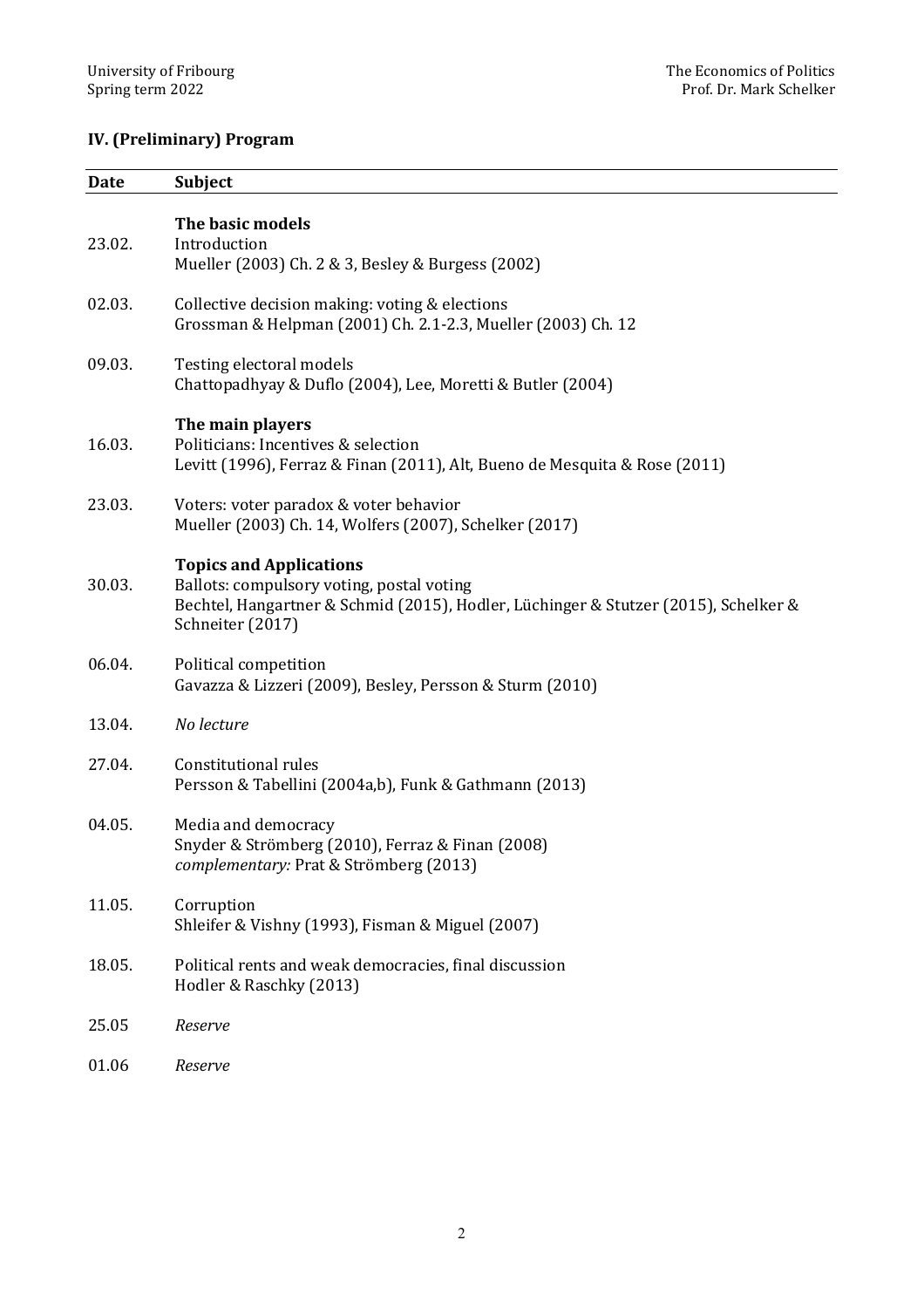## IV. (Preliminary) Program

| Date | Subject |
| --- | --- |
| | **The basic models** |
| 23.02. | Introduction<br>Mueller (2003) Ch. 2 & 3, Besley & Burgess (2002) |
| 02.03. | Collective decision making: voting & elections<br>Grossman & Helpman (2001) Ch. 2.1-2.3, Mueller (2003) Ch. 12 |
| 09.03. | Testing electoral models<br>Chattopadhyay & Duflo (2004), Lee, Moretti & Butler (2004) |
| | **The main players** |
| 16.03. | Politicians: Incentives & selection<br>Levitt (1996), Ferraz & Finan (2011), Alt, Bueno de Mesquita & Rose (2011) |
| 23.03. | Voters: voter paradox & voter behavior<br>Mueller (2003) Ch. 14, Wolfers (2007), Schelker (2017) |
| | **Topics and Applications** |
| 30.03. | Ballots: compulsory voting, postal voting<br>Bechtel, Hangartner & Schmid (2015), Hodler, Lüchinger & Stutzer (2015), Schelker & Schneiter (2017) |
| 06.04. | Political competition<br>Gavazza & Lizzeri (2009), Besley, Persson & Sturm (2010) |
| 13.04. | *No lecture* |
| 27.04. | Constitutional rules<br>Persson & Tabellini (2004a,b), Funk & Gathmann (2013) |
| 04.05. | Media and democracy<br>Snyder & Strömberg (2010), Ferraz & Finan (2008)<br>*complementary:* Prat & Strömberg (2013) |
| 11.05. | Corruption<br>Shleifer & Vishny (1993), Fisman & Miguel (2007) |
| 18.05. | Political rents and weak democracies, final discussion<br>Hodler & Raschky (2013) |
| 25.05 | *Reserve* |
| 01.06 | *Reserve* |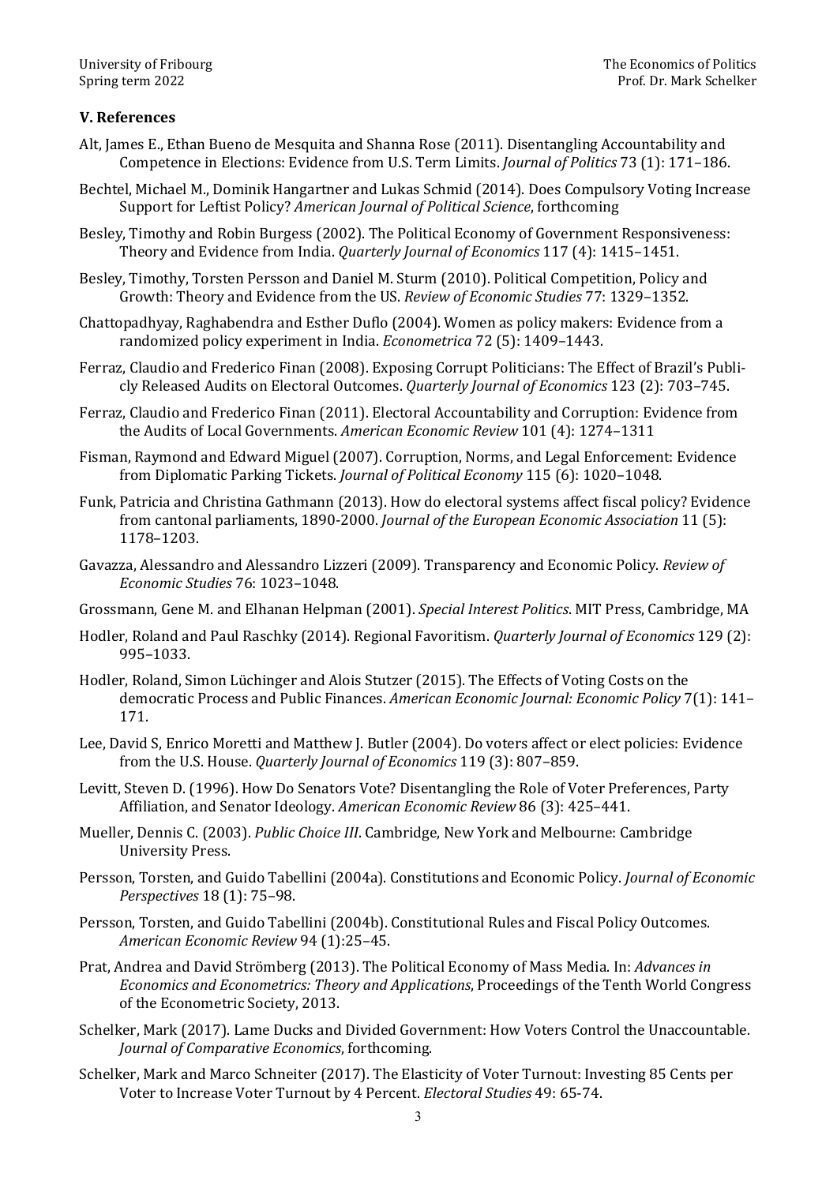### V. References

Alt, James E., Ethan Bueno de Mesquita and Shanna Rose (2011). Disentangling Accountability and Competence in Elections: Evidence from U.S. Term Limits. *Journal of Politics* 73 (1): 171–186.

Bechtel, Michael M., Dominik Hangartner and Lukas Schmid (2014). Does Compulsory Voting Increase Support for Leftist Policy? *American Journal of Political Science*, forthcoming

Besley, Timothy and Robin Burgess (2002). The Political Economy of Government Responsiveness: Theory and Evidence from India. *Quarterly Journal of Economics* 117 (4): 1415–1451.

Besley, Timothy, Torsten Persson and Daniel M. Sturm (2010). Political Competition, Policy and Growth: Theory and Evidence from the US. *Review of Economic Studies* 77: 1329–1352.

Chattopadhyay, Raghabendra and Esther Duflo (2004). Women as policy makers: Evidence from a randomized policy experiment in India. *Econometrica* 72 (5): 1409–1443.

Ferraz, Claudio and Frederico Finan (2008). Exposing Corrupt Politicians: The Effect of Brazil's Publicly Released Audits on Electoral Outcomes. *Quarterly Journal of Economics* 123 (2): 703–745.

Ferraz, Claudio and Frederico Finan (2011). Electoral Accountability and Corruption: Evidence from the Audits of Local Governments. *American Economic Review* 101 (4): 1274–1311

Fisman, Raymond and Edward Miguel (2007). Corruption, Norms, and Legal Enforcement: Evidence from Diplomatic Parking Tickets. *Journal of Political Economy* 115 (6): 1020–1048.

Funk, Patricia and Christina Gathmann (2013). How do electoral systems affect fiscal policy? Evidence from cantonal parliaments, 1890-2000. *Journal of the European Economic Association* 11 (5): 1178–1203.

Gavazza, Alessandro and Alessandro Lizzeri (2009). Transparency and Economic Policy. *Review of Economic Studies* 76: 1023–1048.

Grossmann, Gene M. and Elhanan Helpman (2001). *Special Interest Politics*. MIT Press, Cambridge, MA

Hodler, Roland and Paul Raschky (2014). Regional Favoritism. *Quarterly Journal of Economics* 129 (2): 995–1033.

Hodler, Roland, Simon Lüchinger and Alois Stutzer (2015). The Effects of Voting Costs on the democratic Process and Public Finances. *American Economic Journal: Economic Policy* 7(1): 141–171.

Lee, David S, Enrico Moretti and Matthew J. Butler (2004). Do voters affect or elect policies: Evidence from the U.S. House. *Quarterly Journal of Economics* 119 (3): 807–859.

Levitt, Steven D. (1996). How Do Senators Vote? Disentangling the Role of Voter Preferences, Party Affiliation, and Senator Ideology. *American Economic Review* 86 (3): 425–441.

Mueller, Dennis C. (2003). *Public Choice III*. Cambridge, New York and Melbourne: Cambridge University Press.

Persson, Torsten, and Guido Tabellini (2004a). Constitutions and Economic Policy. *Journal of Economic Perspectives* 18 (1): 75–98.

Persson, Torsten, and Guido Tabellini (2004b). Constitutional Rules and Fiscal Policy Outcomes. *American Economic Review* 94 (1):25–45.

Prat, Andrea and David Strömberg (2013). The Political Economy of Mass Media. In: *Advances in Economics and Econometrics: Theory and Applications*, Proceedings of the Tenth World Congress of the Econometric Society, 2013.

Schelker, Mark (2017). Lame Ducks and Divided Government: How Voters Control the Unaccountable. *Journal of Comparative Economics*, forthcoming.

Schelker, Mark and Marco Schneiter (2017). The Elasticity of Voter Turnout: Investing 85 Cents per Voter to Increase Voter Turnout by 4 Percent. *Electoral Studies* 49: 65-74.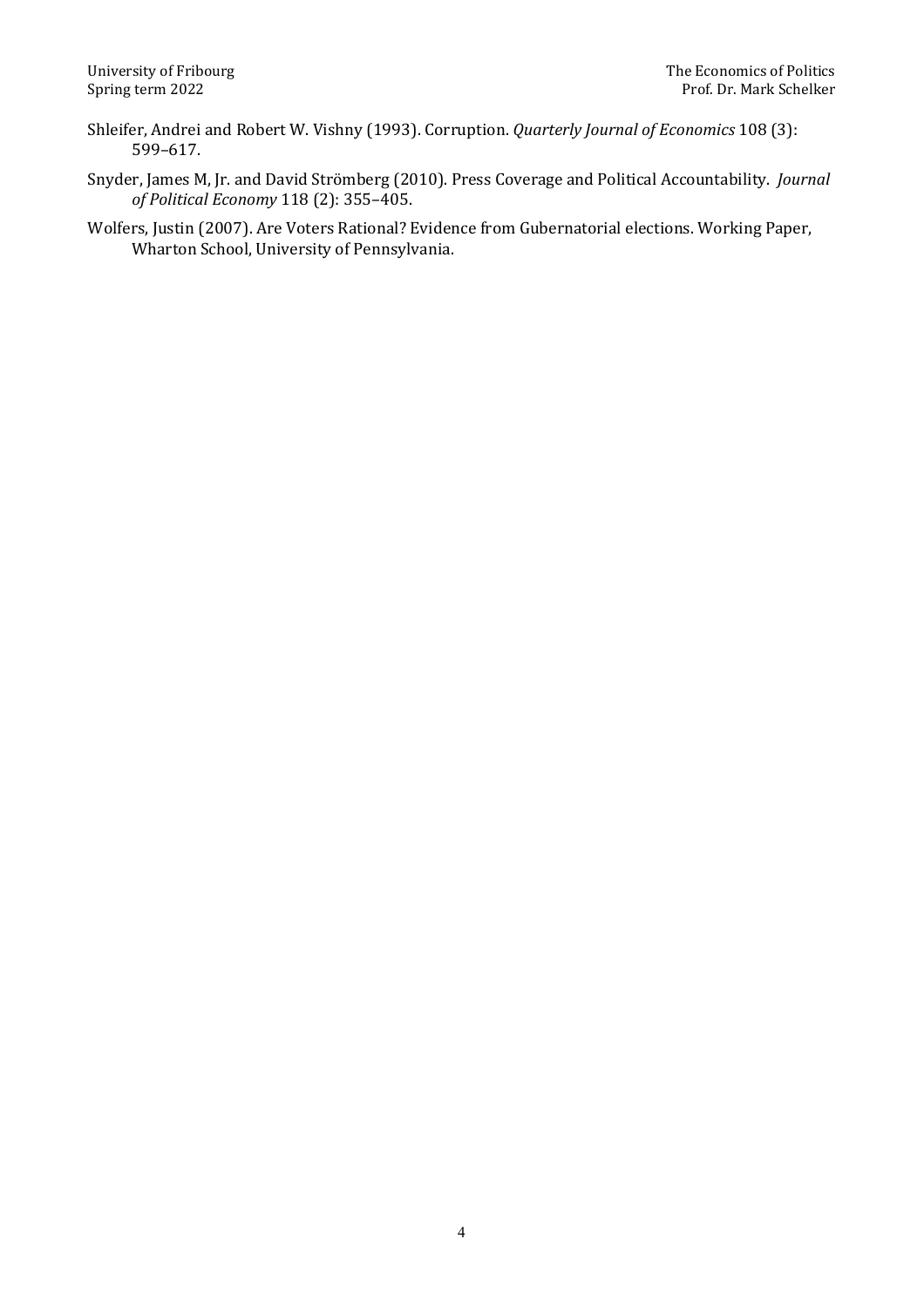Shleifer, Andrei and Robert W. Vishny (1993). Corruption. *Quarterly Journal of Economics* 108 (3): 599–617.

Snyder, James M, Jr. and David Strömberg (2010). Press Coverage and Political Accountability. *Journal of Political Economy* 118 (2): 355–405.

Wolfers, Justin (2007). Are Voters Rational? Evidence from Gubernatorial elections. Working Paper, Wharton School, University of Pennsylvania.